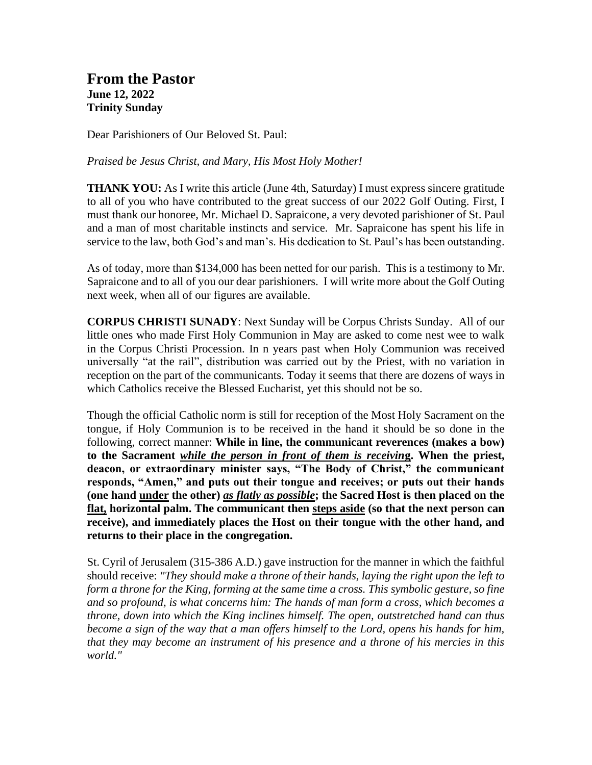# From the Pastor

**June 12, 2022**
**Trinity Sunday**

Dear Parishioners of Our Beloved St. Paul:

*Praised be Jesus Christ, and Mary, His Most Holy Mother!*

**THANK YOU:** As I write this article (June 4th, Saturday) I must express sincere gratitude to all of you who have contributed to the great success of our 2022 Golf Outing. First, I must thank our honoree, Mr. Michael D. Sapraicone, a very devoted parishioner of St. Paul and a man of most charitable instincts and service. Mr. Sapraicone has spent his life in service to the law, both God's and man's. His dedication to St. Paul's has been outstanding.

As of today, more than $134,000 has been netted for our parish. This is a testimony to Mr. Sapraicone and to all of you our dear parishioners. I will write more about the Golf Outing next week, when all of our figures are available.

**CORPUS CHRISTI SUNADY**: Next Sunday will be Corpus Christs Sunday. All of our little ones who made First Holy Communion in May are asked to come nest wee to walk in the Corpus Christi Procession. In n years past when Holy Communion was received universally "at the rail", distribution was carried out by the Priest, with no variation in reception on the part of the communicants. Today it seems that there are dozens of ways in which Catholics receive the Blessed Eucharist, yet this should not be so.

Though the official Catholic norm is still for reception of the Most Holy Sacrament on the tongue, if Holy Communion is to be received in the hand it should be so done in the following, correct manner: **While in line, the communicant reverences (makes a bow) to the Sacrament *<u>while the person in front of them is receiving</u>*. When the priest, deacon, or extraordinary minister says, "The Body of Christ," the communicant responds, "Amen," and puts out their tongue and receives; or puts out their hands (one hand <u>under</u> the other) *<u>as flatly as possible</u>*; the Sacred Host is then placed on the <u>flat,</u> horizontal palm. The communicant then <u>steps aside</u> (so that the next person can receive), and immediately places the Host on their tongue with the other hand, and returns to their place in the congregation.**

St. Cyril of Jerusalem (315-386 A.D.) gave instruction for the manner in which the faithful should receive: *"They should make a throne of their hands, laying the right upon the left to form a throne for the King, forming at the same time a cross. This symbolic gesture, so fine and so profound, is what concerns him: The hands of man form a cross, which becomes a throne, down into which the King inclines himself. The open, outstretched hand can thus become a sign of the way that a man offers himself to the Lord, opens his hands for him, that they may become an instrument of his presence and a throne of his mercies in this world."*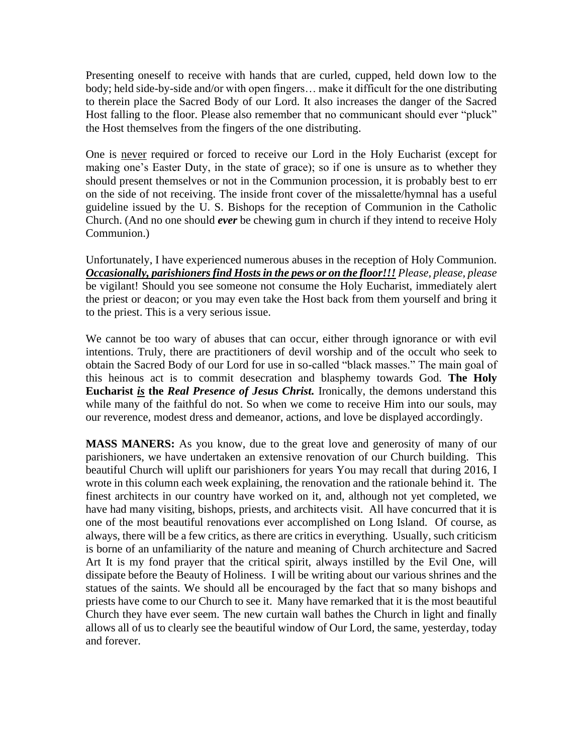Presenting oneself to receive with hands that are curled, cupped, held down low to the body; held side-by-side and/or with open fingers… make it difficult for the one distributing to therein place the Sacred Body of our Lord. It also increases the danger of the Sacred Host falling to the floor. Please also remember that no communicant should ever "pluck" the Host themselves from the fingers of the one distributing.

One is <u>never</u> required or forced to receive our Lord in the Holy Eucharist (except for making one's Easter Duty, in the state of grace); so if one is unsure as to whether they should present themselves or not in the Communion procession, it is probably best to err on the side of not receiving. The inside front cover of the missalette/hymnal has a useful guideline issued by the U. S. Bishops for the reception of Communion in the Catholic Church. (And no one should ***ever*** be chewing gum in church if they intend to receive Holy Communion.)

Unfortunately, I have experienced numerous abuses in the reception of Holy Communion. ***<u>Occasionally, parishioners find Hosts in the pews or on the floor!!!</u>*** *Please, please, please* be vigilant! Should you see someone not consume the Holy Eucharist, immediately alert the priest or deacon; or you may even take the Host back from them yourself and bring it to the priest. This is a very serious issue.

We cannot be too wary of abuses that can occur, either through ignorance or with evil intentions. Truly, there are practitioners of devil worship and of the occult who seek to obtain the Sacred Body of our Lord for use in so-called "black masses." The main goal of this heinous act is to commit desecration and blasphemy towards God. **The Holy Eucharist *<u>is</u>* the *Real Presence of Jesus Christ.*** Ironically, the demons understand this while many of the faithful do not. So when we come to receive Him into our souls, may our reverence, modest dress and demeanor, actions, and love be displayed accordingly.

**MASS MANERS:** As you know, due to the great love and generosity of many of our parishioners, we have undertaken an extensive renovation of our Church building. This beautiful Church will uplift our parishioners for years You may recall that during 2016, I wrote in this column each week explaining, the renovation and the rationale behind it. The finest architects in our country have worked on it, and, although not yet completed, we have had many visiting, bishops, priests, and architects visit. All have concurred that it is one of the most beautiful renovations ever accomplished on Long Island. Of course, as always, there will be a few critics, as there are critics in everything. Usually, such criticism is borne of an unfamiliarity of the nature and meaning of Church architecture and Sacred Art It is my fond prayer that the critical spirit, always instilled by the Evil One, will dissipate before the Beauty of Holiness. I will be writing about our various shrines and the statues of the saints. We should all be encouraged by the fact that so many bishops and priests have come to our Church to see it. Many have remarked that it is the most beautiful Church they have ever seem. The new curtain wall bathes the Church in light and finally allows all of us to clearly see the beautiful window of Our Lord, the same, yesterday, today and forever.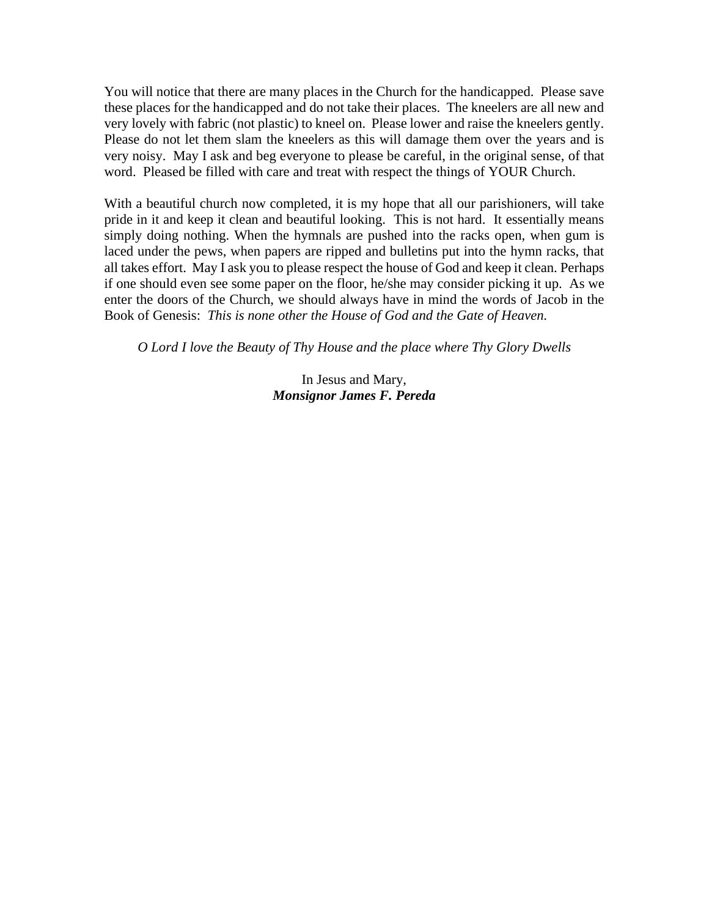You will notice that there are many places in the Church for the handicapped. Please save these places for the handicapped and do not take their places. The kneelers are all new and very lovely with fabric (not plastic) to kneel on. Please lower and raise the kneelers gently. Please do not let them slam the kneelers as this will damage them over the years and is very noisy. May I ask and beg everyone to please be careful, in the original sense, of that word. Pleased be filled with care and treat with respect the things of YOUR Church.

With a beautiful church now completed, it is my hope that all our parishioners, will take pride in it and keep it clean and beautiful looking. This is not hard. It essentially means simply doing nothing. When the hymnals are pushed into the racks open, when gum is laced under the pews, when papers are ripped and bulletins put into the hymn racks, that all takes effort. May I ask you to please respect the house of God and keep it clean. Perhaps if one should even see some paper on the floor, he/she may consider picking it up. As we enter the doors of the Church, we should always have in mind the words of Jacob in the Book of Genesis: *This is none other the House of God and the Gate of Heaven.*

*O Lord I love the Beauty of Thy House and the place where Thy Glory Dwells*

In Jesus and Mary,
***Monsignor James F. Pereda***